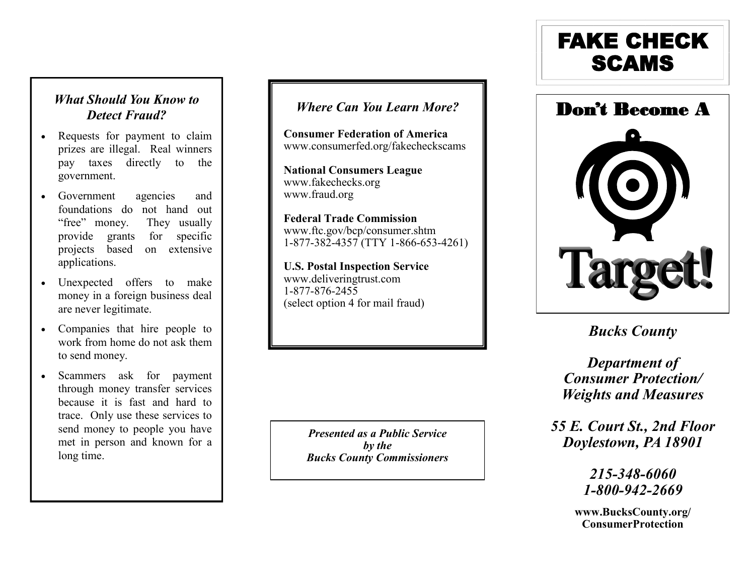### *What Should You Know to Detect Fraud?*

- Requests for payment to claim prizes are illegal. Real winners pay taxes directly to the government.
- Government agencies and foundations do not hand out “free” money. They usually provide grants for specific projects based on extensive applications.
- Unexpected offers to make money in a foreign business deal are never legitimate.
- Companies that hire people to work from home do not ask them to send money.
- Scammers ask for payment through money transfer services because it is fast and hard to trace. Only use these services to send money to people you have met in person and known for a long time.

### *Where Can You Learn More?*

**Consumer Federation of America**
www.consumerfed.org/fakecheckscams

**National Consumers League**
www.fakechecks.org
www.fraud.org

**Federal Trade Commission**
www.ftc.gov/bcp/consumer.shtm
1-877-382-4357 (TTY 1-866-653-4261)

**U.S. Postal Inspection Service**
www.deliveringtrust.com
1-877-876-2455
(select option 4 for mail fraud)

***Presented as a Public Service by the Bucks County Commissioners***

# FAKE CHECK SCAMS

## Don’t Become A Target!

***Bucks County***

***Department of Consumer Protection/ Weights and Measures***

***55 E. Court St., 2nd Floor***
***Doylestown, PA 18901***

***215-348-6060***
***1-800-942-2669***

**www.BucksCounty.org/ConsumerProtection**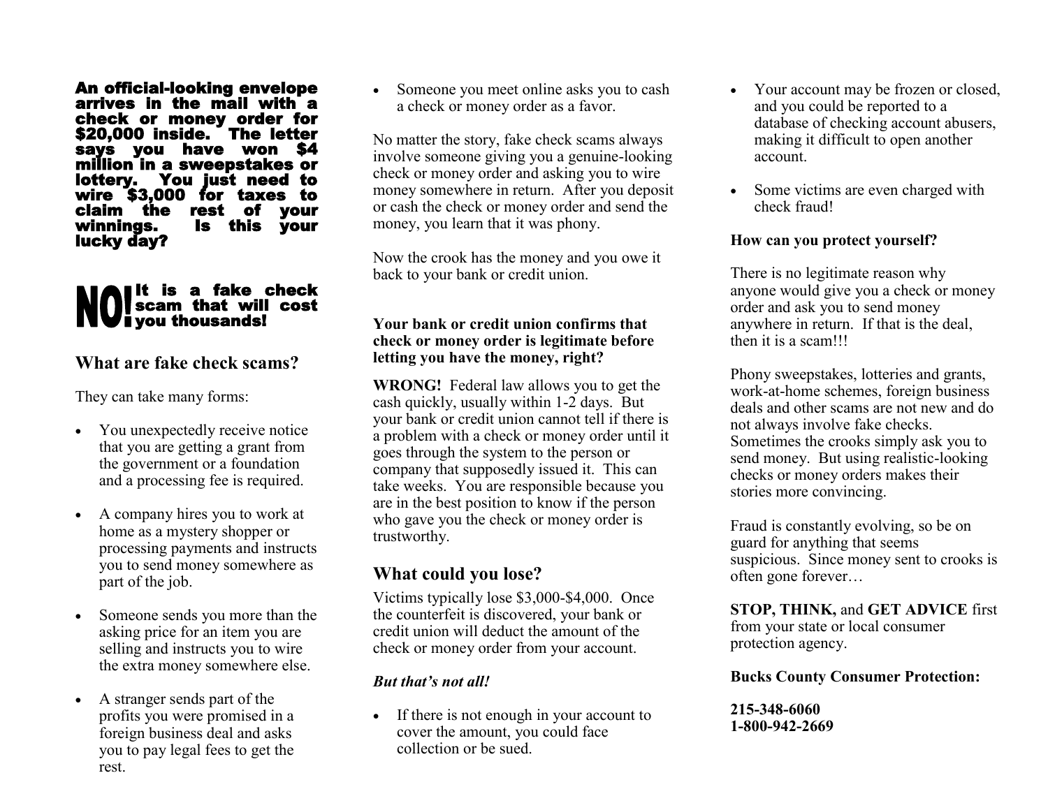**An official-looking envelope arrives in the mail with a check or money order for $20,000 inside. The letter says you have won $4 million in a sweepstakes or lottery. You just need to wire $3,000 for taxes to claim the rest of your winnings. Is this your lucky day?**

**NO! It is a fake check scam that will cost you thousands!**

## What are fake check scams?

They can take many forms:

- You unexpectedly receive notice that you are getting a grant from the government or a foundation and a processing fee is required.
- A company hires you to work at home as a mystery shopper or processing payments and instructs you to send money somewhere as part of the job.
- Someone sends you more than the asking price for an item you are selling and instructs you to wire the extra money somewhere else.
- A stranger sends part of the profits you were promised in a foreign business deal and asks you to pay legal fees to get the rest.
- Someone you meet online asks you to cash a check or money order as a favor.

No matter the story, fake check scams always involve someone giving you a genuine-looking check or money order and asking you to wire money somewhere in return. After you deposit or cash the check or money order and send the money, you learn that it was phony.

Now the crook has the money and you owe it back to your bank or credit union.

**Your bank or credit union confirms that check or money order is legitimate before letting you have the money, right?**

**WRONG!** Federal law allows you to get the cash quickly, usually within 1-2 days. But your bank or credit union cannot tell if there is a problem with a check or money order until it goes through the system to the person or company that supposedly issued it. This can take weeks. You are responsible because you are in the best position to know if the person who gave you the check or money order is trustworthy.

## What could you lose?

Victims typically lose $3,000-$4,000. Once the counterfeit is discovered, your bank or credit union will deduct the amount of the check or money order from your account.

***But that's not all!***

- If there is not enough in your account to cover the amount, you could face collection or be sued.
- Your account may be frozen or closed, and you could be reported to a database of checking account abusers, making it difficult to open another account.
- Some victims are even charged with check fraud!

**How can you protect yourself?**

There is no legitimate reason why anyone would give you a check or money order and ask you to send money anywhere in return. If that is the deal, then it is a scam!!!

Phony sweepstakes, lotteries and grants, work-at-home schemes, foreign business deals and other scams are not new and do not always involve fake checks. Sometimes the crooks simply ask you to send money. But using realistic-looking checks or money orders makes their stories more convincing.

Fraud is constantly evolving, so be on guard for anything that seems suspicious. Since money sent to crooks is often gone forever…

**STOP, THINK,** and **GET ADVICE** first from your state or local consumer protection agency.

**Bucks County Consumer Protection:**

**215-348-6060**
**1-800-942-2669**